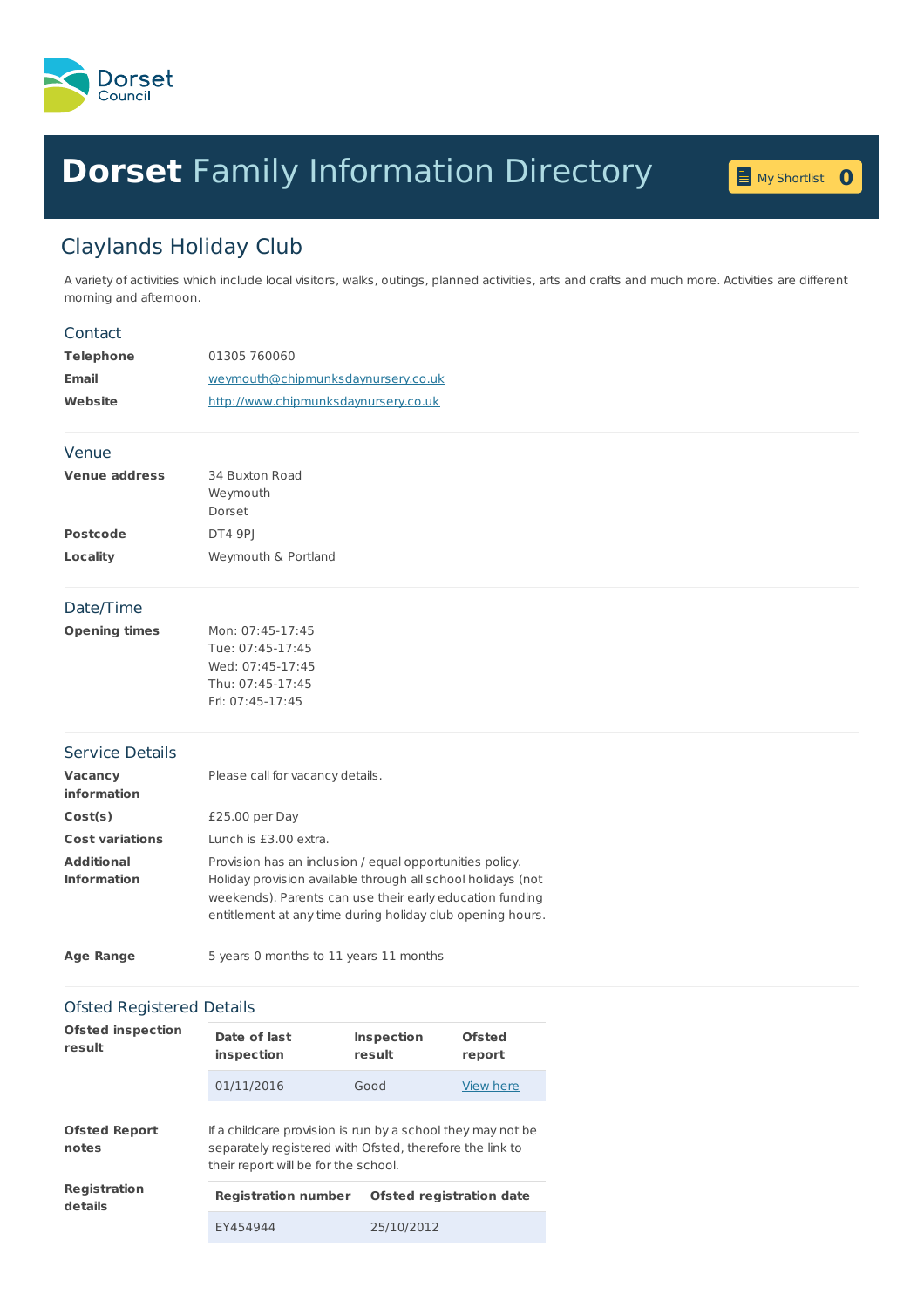Dorset Council

# Dorset Family Information Directory

My Shortlist 0

## Claylands Holiday Club

A variety of activities which include local visitors, walks, outings, planned activities, arts and crafts and much more. Activities are different morning and afternoon.

### Contact

| | |
|---|---|
| **Telephone** | 01305 760060 |
| **Email** | weymouth@chipmunksdaynursery.co.uk |
| **Website** | http://www.chipmunksdaynursery.co.uk |

### Venue

| | |
|---|---|
| **Venue address** | 34 Buxton Road<br>Weymouth<br>Dorset |
| **Postcode** | DT4 9PJ |
| **Locality** | Weymouth & Portland |

### Date/Time

| | |
|---|---|
| **Opening times** | Mon: 07:45-17:45<br>Tue: 07:45-17:45<br>Wed: 07:45-17:45<br>Thu: 07:45-17:45<br>Fri: 07:45-17:45 |

### Service Details

| | |
|---|---|
| **Vacancy information** | Please call for vacancy details. |
| **Cost(s)** | £25.00 per Day |
| **Cost variations** | Lunch is £3.00 extra. |
| **Additional Information** | Provision has an inclusion / equal opportunities policy. Holiday provision available through all school holidays (not weekends). Parents can use their early education funding entitlement at any time during holiday club opening hours. |
| **Age Range** | 5 years 0 months to 11 years 11 months |

### Ofsted Registered Details

**Ofsted inspection result**

| Date of last inspection | Inspection result | Ofsted report |
|---|---|---|
| 01/11/2016 | Good | View here |

**Ofsted Report notes**

If a childcare provision is run by a school they may not be separately registered with Ofsted, therefore the link to their report will be for the school.

**Registration details**

| Registration number | Ofsted registration date |
|---|---|
| EY454944 | 25/10/2012 |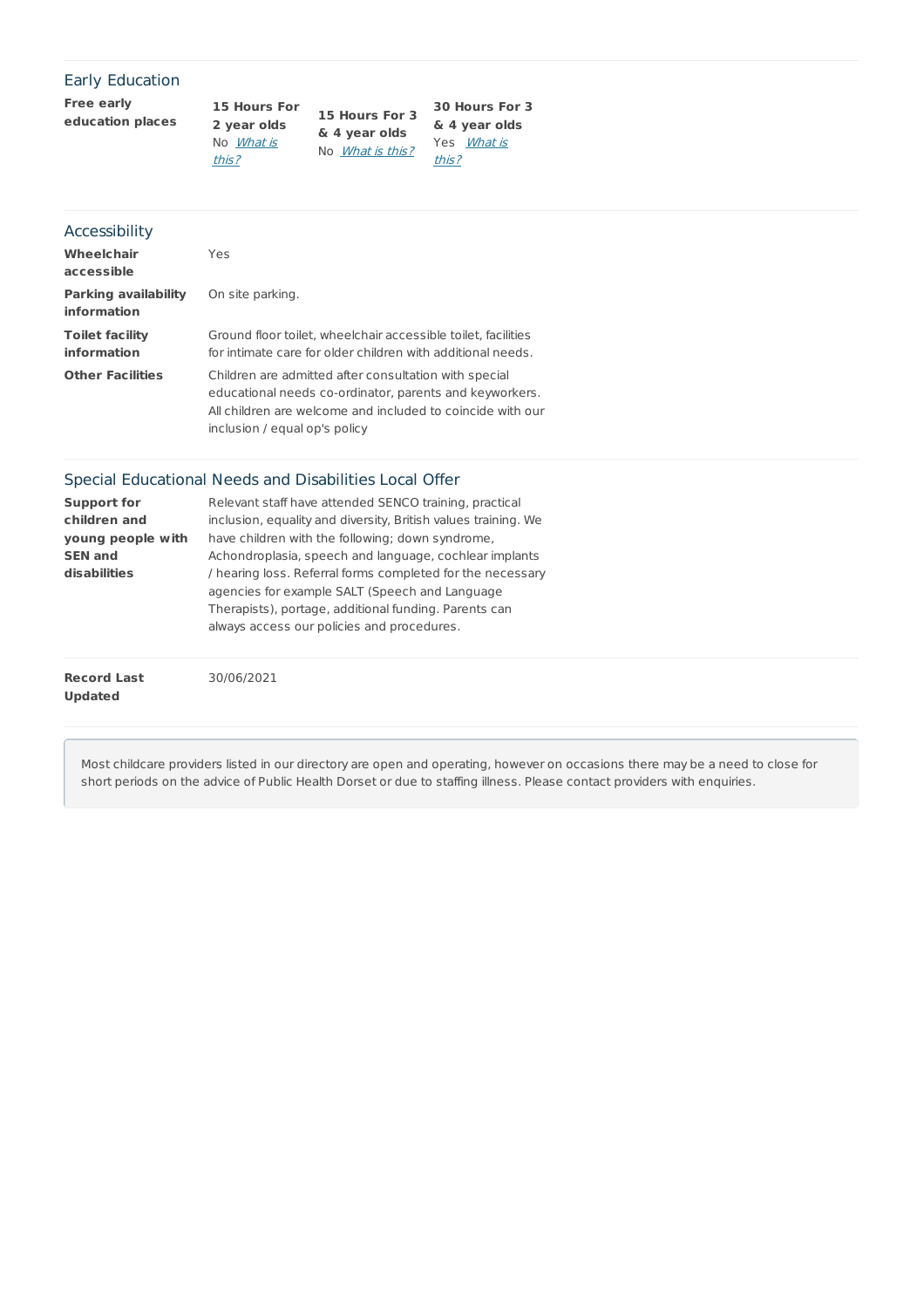## Early Education

| | | | |
|---|---|---|---|
| **Free early education places** | **15 Hours For 2 year olds**<br>No *What is this?* | **15 Hours For 3 & 4 year olds**<br>No *What is this?* | **30 Hours For 3 & 4 year olds**<br>Yes *What is this?* |

## Accessibility

| | |
|---|---|
| **Wheelchair accessible** | Yes |
| **Parking availability information** | On site parking. |
| **Toilet facility information** | Ground floor toilet, wheelchair accessible toilet, facilities for intimate care for older children with additional needs. |
| **Other Facilities** | Children are admitted after consultation with special educational needs co-ordinator, parents and keyworkers. All children are welcome and included to coincide with our inclusion / equal op's policy |

## Special Educational Needs and Disabilities Local Offer

| | |
|---|---|
| **Support for children and young people with SEN and disabilities** | Relevant staff have attended SENCO training, practical inclusion, equality and diversity, British values training. We have children with the following; down syndrome, Achondroplasia, speech and language, cochlear implants / hearing loss. Referral forms completed for the necessary agencies for example SALT (Speech and Language Therapists), portage, additional funding. Parents can always access our policies and procedures. |
| **Record Last Updated** | 30/06/2021 |

Most childcare providers listed in our directory are open and operating, however on occasions there may be a need to close for short periods on the advice of Public Health Dorset or due to staffing illness. Please contact providers with enquiries.